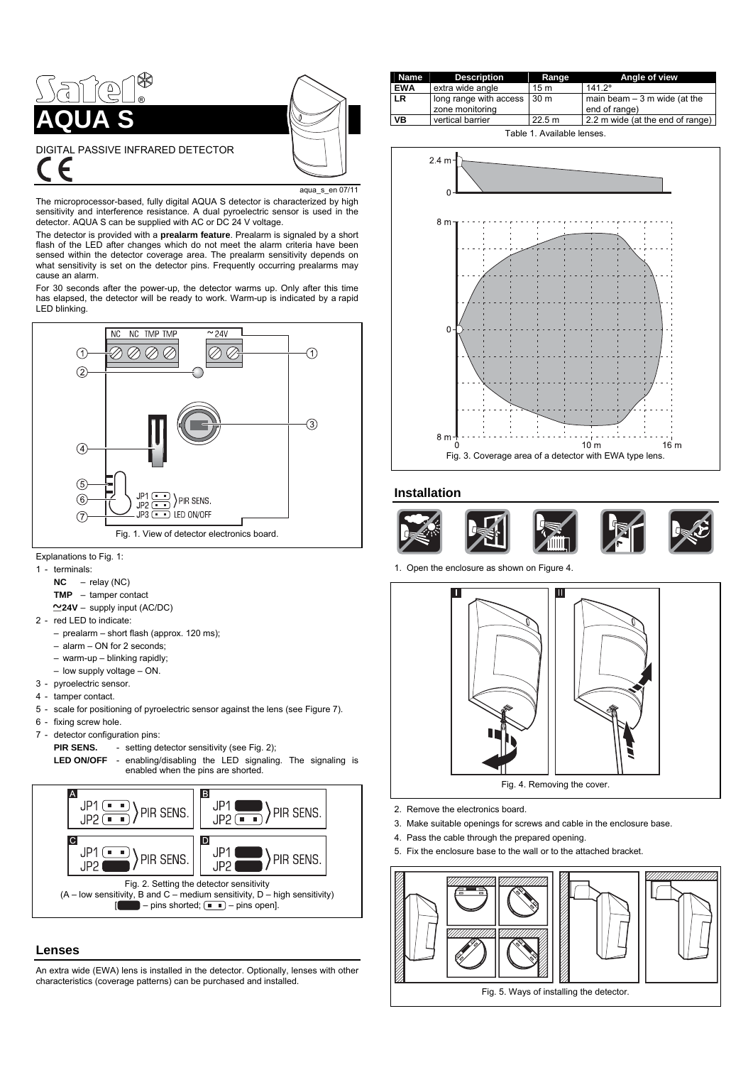# AQUA S

DIGITAL PASSIVE INFRARED DETECTOR

aqua_s_en 07/11

The microprocessor-based, fully digital AQUA S detector is characterized by high sensitivity and interference resistance. A dual pyroelectric sensor is used in the detector. AQUA S can be supplied with AC or DC 24 V voltage.

The detector is provided with a **prealarm feature**. Prealarm is signaled by a short flash of the LED after changes which do not meet the alarm criteria have been sensed within the detector coverage area. The prealarm sensitivity depends on what sensitivity is set on the detector pins. Frequently occurring prealarms may cause an alarm.

For 30 seconds after the power-up, the detector warms up. Only after this time has elapsed, the detector will be ready to work. Warm-up is indicated by a rapid LED blinking.

Fig. 1. View of detector electronics board.

Explanations to Fig. 1:

1 - terminals:
  - **NC** – relay (NC)
  - **TMP** – tamper contact
  - **~24V** – supply input (AC/DC)
2 - red LED to indicate:
  - prealarm – short flash (approx. 120 ms);
  - alarm – ON for 2 seconds;
  - warm-up – blinking rapidly;
  - low supply voltage – ON.
3 - pyroelectric sensor.
4 - tamper contact.
5 - scale for positioning of pyroelectric sensor against the lens (see Figure 7).
6 - fixing screw hole.
7 - detector configuration pins:
  - **PIR SENS.** - setting detector sensitivity (see Fig. 2);
  - **LED ON/OFF** - enabling/disabling the LED signaling. The signaling is enabled when the pins are shorted.

Fig. 2. Setting the detector sensitivity
(A – low sensitivity, B and C – medium sensitivity, D – high sensitivity)
[ – pins shorted; – pins open].

## Lenses

An extra wide (EWA) lens is installed in the detector. Optionally, lenses with other characteristics (coverage patterns) can be purchased and installed.

| Name | Description | Range | Angle of view |
|---|---|---|---|
| EWA | extra wide angle | 15 m | 141.2° |
| LR | long range with access zone monitoring | 30 m | main beam – 3 m wide (at the end of range) |
| VB | vertical barrier | 22.5 m | 2.2 m wide (at the end of range) |

Table 1. Available lenses.

Fig. 3. Coverage area of a detector with EWA type lens.

## Installation

1. Open the enclosure as shown on Figure 4.

Fig. 4. Removing the cover.

2. Remove the electronics board.
3. Make suitable openings for screws and cable in the enclosure base.
4. Pass the cable through the prepared opening.
5. Fix the enclosure base to the wall or to the attached bracket.

Fig. 5. Ways of installing the detector.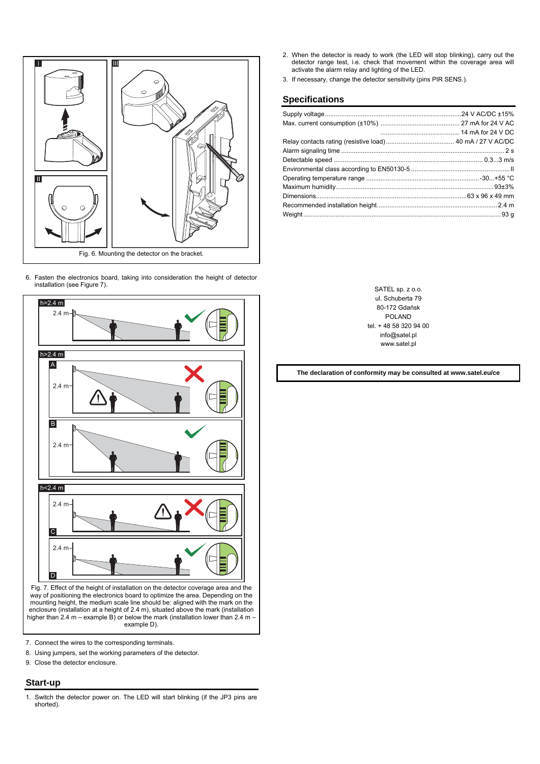Fig. 6. Mounting the detector on the bracket.

6. Fasten the electronics board, taking into consideration the height of detector installation (see Figure 7).

h=2.4 m

2.4 m

h>2.4 m

A

2.4 m

B

2.4 m

h<2.4 m

2.4 m

C

2.4 m

D

Fig. 7. Effect of the height of installation on the detector coverage area and the way of positioning the electronics board to optimize the area. Depending on the mounting height, the medium scale line should be: aligned with the mark on the enclosure (installation at a height of 2.4 m), situated above the mark (installation higher than 2.4 m – example B) or below the mark (installation lower than 2.4 m – example D).

7. Connect the wires to the corresponding terminals.
8. Using jumpers, set the working parameters of the detector.
9. Close the detector enclosure.

## Start-up

1. Switch the detector power on. The LED will start blinking (if the JP3 pins are shorted).
2. When the detector is ready to work (the LED will stop blinking), carry out the detector range test, i.e. check that movement within the coverage area will activate the alarm relay and lighting of the LED.
3. If necessary, change the detector sensitivity (pins PIR SENS.).

## Specifications

| | |
|---|---|
| Supply voltage | 24 V AC/DC ±15% |
| Max. current consumption (±10%) | 27 mA for 24 V AC |
| | 14 mA for 24 V DC |
| Relay contacts rating (resistive load) | 40 mA / 27 V AC/DC |
| Alarm signaling time | 2 s |
| Detectable speed | 0.3...3 m/s |
| Environmental class according to EN50130-5 | II |
| Operating temperature range | -30...+55 °C |
| Maximum humidity | 93±3% |
| Dimensions | 63 x 96 x 49 mm |
| Recommended installation height | 2.4 m |
| Weight | 93 g |

SATEL sp. z o.o.
ul. Schuberta 79
80-172 Gdańsk
POLAND
tel. + 48 58 320 94 00
info@satel.pl
www.satel.pl

**The declaration of conformity may be consulted at www.satel.eu/ce**